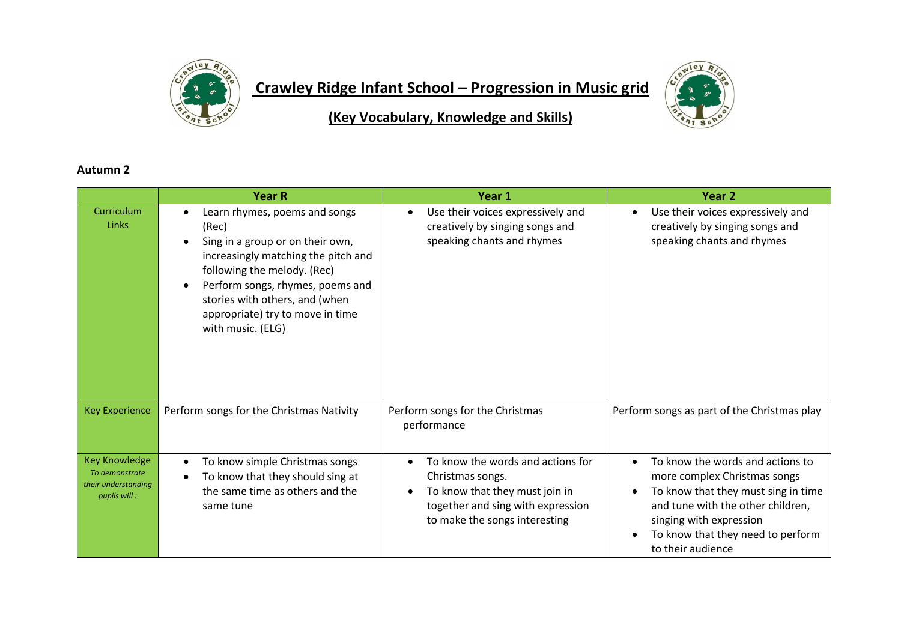# Crawley Ridge Infant School – Progression in Music grid

## (Key Vocabulary, Knowledge and Skills)

**Autumn 2**

| | Year R | Year 1 | Year 2 |
|---|---|---|---|
| Curriculum Links | • Learn rhymes, poems and songs (Rec)<br>• Sing in a group or on their own, increasingly matching the pitch and following the melody. (Rec)<br>• Perform songs, rhymes, poems and stories with others, and (when appropriate) try to move in time with music. (ELG) | • Use their voices expressively and creatively by singing songs and speaking chants and rhymes | • Use their voices expressively and creatively by singing songs and speaking chants and rhymes |
| Key Experience | Perform songs for the Christmas Nativity | Perform songs for the Christmas performance | Perform songs as part of the Christmas play |
| Key Knowledge *To demonstrate their understanding pupils will :* | • To know simple Christmas songs<br>• To know that they should sing at the same time as others and the same tune | • To know the words and actions for Christmas songs.<br>• To know that they must join in together and sing with expression to make the songs interesting | • To know the words and actions to more complex Christmas songs<br>• To know that they must sing in time and tune with the other children, singing with expression<br>• To know that they need to perform to their audience |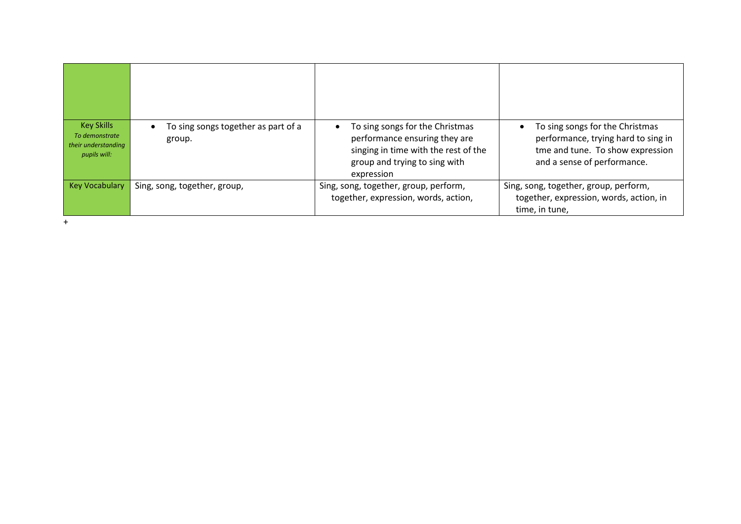| | | | |
|---|---|---|---|
| | | | |
| Key Skills<br>*To demonstrate their understanding pupils will:* | • To sing songs together as part of a group. | • To sing songs for the Christmas performance ensuring they are singing in time with the rest of the group and trying to sing with expression | • To sing songs for the Christmas performance, trying hard to sing in tme and tune. To show expression and a sense of performance. |
| Key Vocabulary | Sing, song, together, group, | Sing, song, together, group, perform, together, expression, words, action, | Sing, song, together, group, perform, together, expression, words, action, in time, in tune, |

+